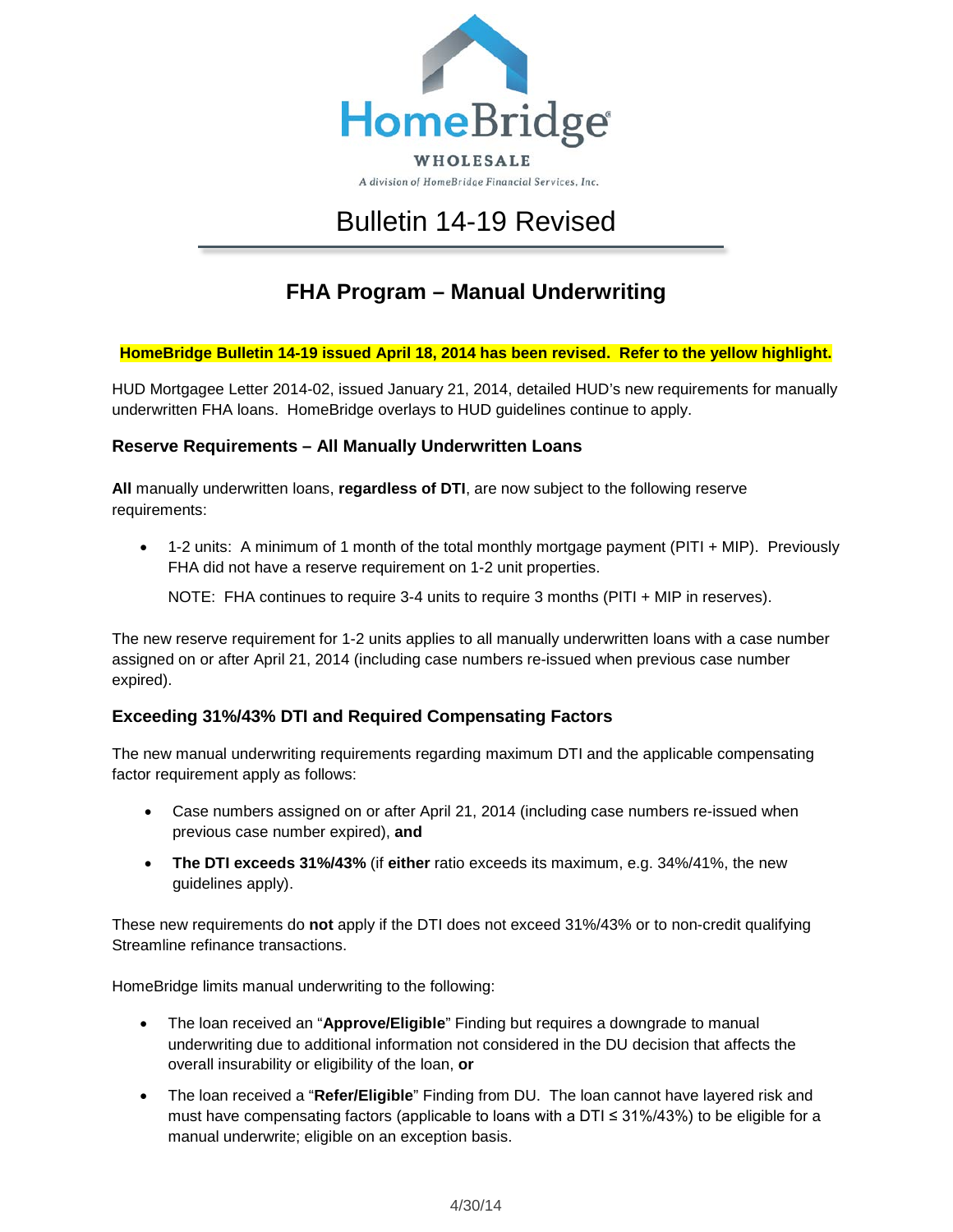HomeBridge

WHOLESALE

*A division of HomeBridge Financial Services, Inc.*

# Bulletin 14-19 Revised

## FHA Program – Manual Underwriting

**HomeBridge Bulletin 14-19 issued April 18, 2014 has been revised. Refer to the yellow highlight.**

HUD Mortgagee Letter 2014-02, issued January 21, 2014, detailed HUD's new requirements for manually underwritten FHA loans. HomeBridge overlays to HUD guidelines continue to apply.

### Reserve Requirements – All Manually Underwritten Loans

**All** manually underwritten loans, **regardless of DTI**, are now subject to the following reserve requirements:

- 1-2 units: A minimum of 1 month of the total monthly mortgage payment (PITI + MIP). Previously FHA did not have a reserve requirement on 1-2 unit properties.

  NOTE: FHA continues to require 3-4 units to require 3 months (PITI + MIP in reserves).

The new reserve requirement for 1-2 units applies to all manually underwritten loans with a case number assigned on or after April 21, 2014 (including case numbers re-issued when previous case number expired).

### Exceeding 31%/43% DTI and Required Compensating Factors

The new manual underwriting requirements regarding maximum DTI and the applicable compensating factor requirement apply as follows:

- Case numbers assigned on or after April 21, 2014 (including case numbers re-issued when previous case number expired), **and**
- **The DTI exceeds 31%/43%** (if **either** ratio exceeds its maximum, e.g. 34%/41%, the new guidelines apply).

These new requirements do **not** apply if the DTI does not exceed 31%/43% or to non-credit qualifying Streamline refinance transactions.

HomeBridge limits manual underwriting to the following:

- The loan received an "**Approve/Eligible**" Finding but requires a downgrade to manual underwriting due to additional information not considered in the DU decision that affects the overall insurability or eligibility of the loan, **or**
- The loan received a "**Refer/Eligible**" Finding from DU. The loan cannot have layered risk and must have compensating factors (applicable to loans with a DTI ≤ 31%/43%) to be eligible for a manual underwrite; eligible on an exception basis.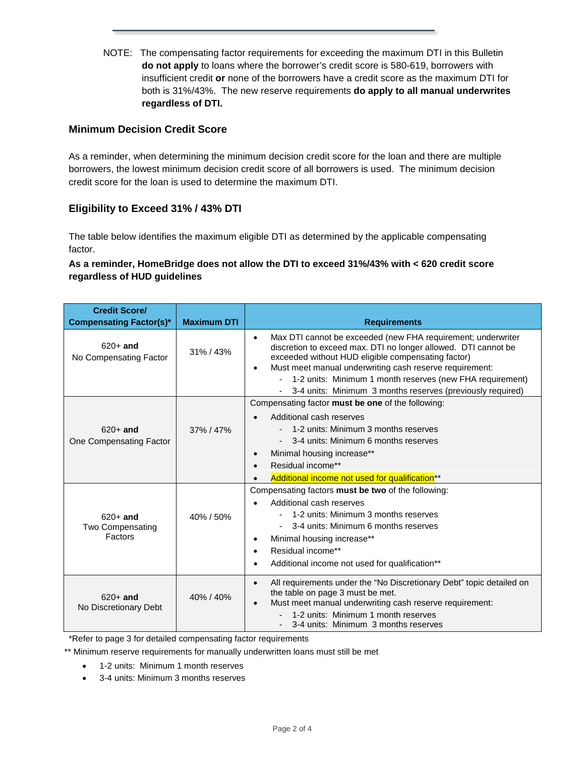NOTE: The compensating factor requirements for exceeding the maximum DTI in this Bulletin **do not apply** to loans where the borrower's credit score is 580-619, borrowers with insufficient credit **or** none of the borrowers have a credit score as the maximum DTI for both is 31%/43%. The new reserve requirements **do apply to all manual underwrites regardless of DTI.**

## Minimum Decision Credit Score

As a reminder, when determining the minimum decision credit score for the loan and there are multiple borrowers, the lowest minimum decision credit score of all borrowers is used. The minimum decision credit score for the loan is used to determine the maximum DTI.

## Eligibility to Exceed 31% / 43% DTI

The table below identifies the maximum eligible DTI as determined by the applicable compensating factor.

**As a reminder, HomeBridge does not allow the DTI to exceed 31%/43% with < 620 credit score regardless of HUD guidelines**

| Credit Score/ Compensating Factor(s)* | Maximum DTI | Requirements |
|---|---|---|
| 620+ **and** No Compensating Factor | 31% / 43% | • Max DTI cannot be exceeded (new FHA requirement; underwriter discretion to exceed max. DTI no longer allowed. DTI cannot be exceeded without HUD eligible compensating factor)<br>• Must meet manual underwriting cash reserve requirement:<br>- 1-2 units: Minimum 1 month reserves (new FHA requirement)<br>- 3-4 units: Minimum 3 months reserves (previously required) |
| 620+ **and** One Compensating Factor | 37% / 47% | Compensating factor **must be one** of the following:<br>• Additional cash reserves<br>- 1-2 units: Minimum 3 months reserves<br>- 3-4 units: Minimum 6 months reserves<br>• Minimal housing increase**<br>• Residual income**<br>• Additional income not used for qualification** |
| 620+ **and** Two Compensating Factors | 40% / 50% | Compensating factors **must be two** of the following:<br>• Additional cash reserves<br>- 1-2 units: Minimum 3 months reserves<br>- 3-4 units: Minimum 6 months reserves<br>• Minimal housing increase**<br>• Residual income**<br>• Additional income not used for qualification** |
| 620+ **and** No Discretionary Debt | 40% / 40% | • All requirements under the "No Discretionary Debt" topic detailed on the table on page 3 must be met.<br>• Must meet manual underwriting cash reserve requirement:<br>- 1-2 units: Minimum 1 month reserves<br>- 3-4 units: Minimum 3 months reserves |

*Refer to page 3 for detailed compensating factor requirements

** Minimum reserve requirements for manually underwritten loans must still be met

- 1-2 units: Minimum 1 month reserves
- 3-4 units: Minimum 3 months reserves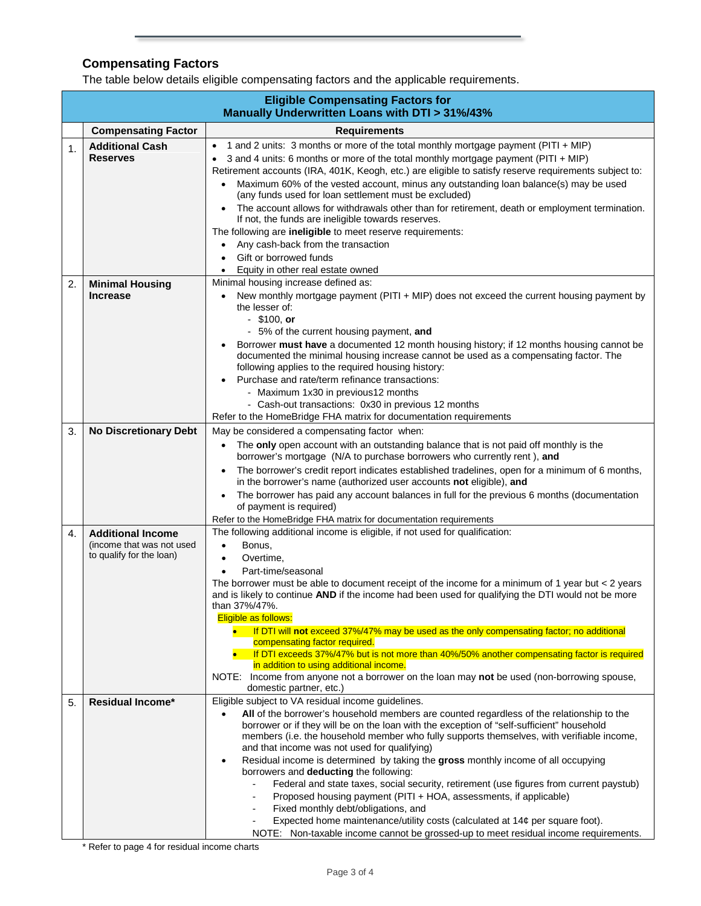## Compensating Factors

The table below details eligible compensating factors and the applicable requirements.

| | Eligible Compensating Factors for Manually Underwritten Loans with DTI > 31%/43% | |
|---|---|---|
| | **Compensating Factor** | **Requirements** |
| 1. | **Additional Cash Reserves** | • 1 and 2 units: 3 months or more of the total monthly mortgage payment (PITI + MIP)<br>• 3 and 4 units: 6 months or more of the total monthly mortgage payment (PITI + MIP)<br>Retirement accounts (IRA, 401K, Keogh, etc.) are eligible to satisfy reserve requirements subject to:<br>• Maximum 60% of the vested account, minus any outstanding loan balance(s) may be used (any funds used for loan settlement must be excluded)<br>• The account allows for withdrawals other than for retirement, death or employment termination. If not, the funds are ineligible towards reserves.<br>The following are **ineligible** to meet reserve requirements:<br>• Any cash-back from the transaction<br>• Gift or borrowed funds<br>• Equity in other real estate owned |
| 2. | **Minimal Housing Increase** | Minimal housing increase defined as:<br>• New monthly mortgage payment (PITI + MIP) does not exceed the current housing payment by the lesser of:<br>  - $100, **or**<br>  - 5% of the current housing payment, **and**<br>• Borrower **must have** a documented 12 month housing history; if 12 months housing cannot be documented the minimal housing increase cannot be used as a compensating factor. The following applies to the required housing history:<br>• Purchase and rate/term refinance transactions:<br>  - Maximum 1x30 in previous12 months<br>  - Cash-out transactions: 0x30 in previous 12 months<br>Refer to the HomeBridge FHA matrix for documentation requirements |
| 3. | **No Discretionary Debt** | May be considered a compensating factor when:<br>• The **only** open account with an outstanding balance that is not paid off monthly is the borrower's mortgage (N/A to purchase borrowers who currently rent ), **and**<br>• The borrower's credit report indicates established tradelines, open for a minimum of 6 months, in the borrower's name (authorized user accounts **not** eligible), **and**<br>• The borrower has paid any account balances in full for the previous 6 months (documentation of payment is required)<br>Refer to the HomeBridge FHA matrix for documentation requirements |
| 4. | **Additional Income** (income that was not used to qualify for the loan) | The following additional income is eligible, if not used for qualification:<br>• Bonus,<br>• Overtime,<br>• Part-time/seasonal<br>The borrower must be able to document receipt of the income for a minimum of 1 year but < 2 years and is likely to continue **AND** if the income had been used for qualifying the DTI would not be more than 37%/47%.<br>Eligible as follows:<br>• If DTI will **not** exceed 37%/47% may be used as the only compensating factor; no additional compensating factor required.<br>• If DTI exceeds 37%/47% but is not more than 40%/50% another compensating factor is required in addition to using additional income.<br>NOTE: Income from anyone not a borrower on the loan may **not** be used (non-borrowing spouse, domestic partner, etc.) |
| 5. | **Residual Income*** | Eligible subject to VA residual income guidelines.<br>• **All** of the borrower's household members are counted regardless of the relationship to the borrower or if they will be on the loan with the exception of "self-sufficient" household members (i.e. the household member who fully supports themselves, with verifiable income, and that income was not used for qualifying)<br>• Residual income is determined by taking the **gross** monthly income of all occupying borrowers and **deducting** the following:<br>  - Federal and state taxes, social security, retirement (use figures from current paystub)<br>  - Proposed housing payment (PITI + HOA, assessments, if applicable)<br>  - Fixed monthly debt/obligations, and<br>  - Expected home maintenance/utility costs (calculated at 14¢ per square foot).<br>NOTE: Non-taxable income cannot be grossed-up to meet residual income requirements. |

* Refer to page 4 for residual income charts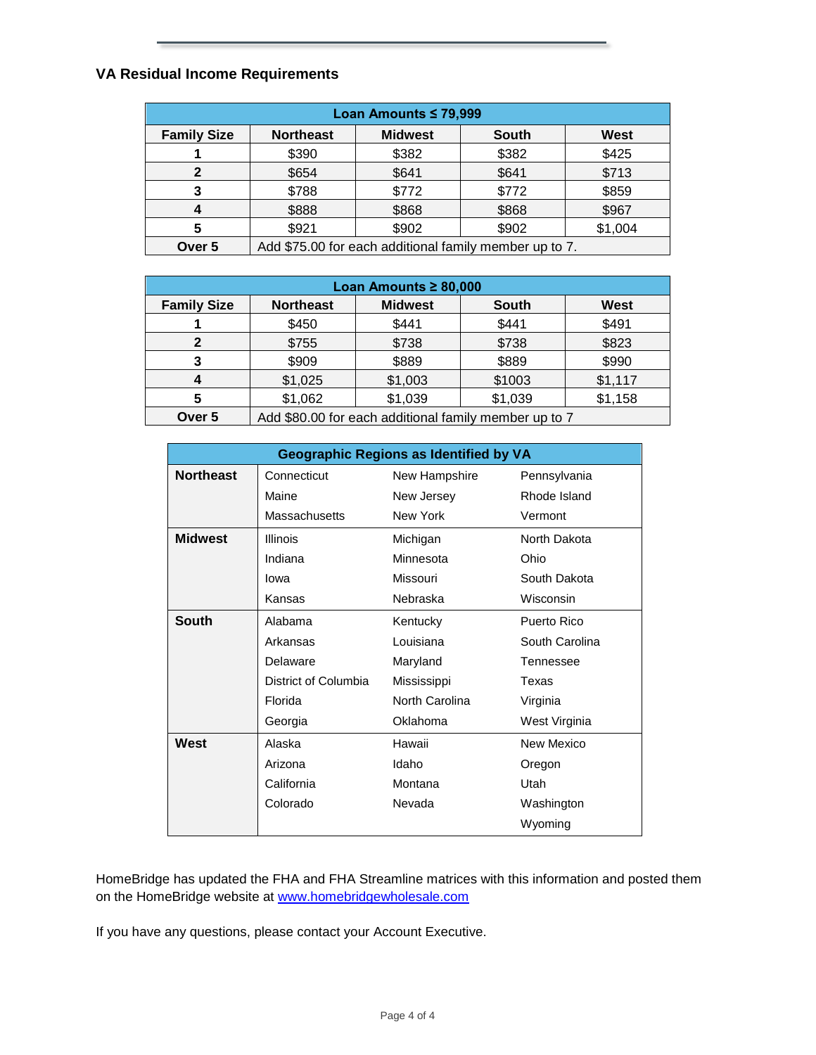## VA Residual Income Requirements

| Loan Amounts ≤ 79,999 | | | | |
|---|---|---|---|---|
| **Family Size** | **Northeast** | **Midwest** | **South** | **West** |
| **1** | $390 | $382 | $382 | $425 |
| **2** | $654 | $641 | $641 | $713 |
| **3** | $788 | $772 | $772 | $859 |
| **4** | $888 | $868 | $868 | $967 |
| **5** | $921 | $902 | $902 | $1,004 |
| **Over 5** | Add $75.00 for each additional family member up to 7. | | | |

| Loan Amounts ≥ 80,000 | | | | |
|---|---|---|---|---|
| **Family Size** | **Northeast** | **Midwest** | **South** | **West** |
| **1** | $450 | $441 | $441 | $491 |
| **2** | $755 | $738 | $738 | $823 |
| **3** | $909 | $889 | $889 | $990 |
| **4** | $1,025 | $1,003 | $1003 | $1,117 |
| **5** | $1,062 | $1,039 | $1,039 | $1,158 |
| **Over 5** | Add $80.00 for each additional family member up to 7 | | | |

| Geographic Regions as Identified by VA | | | |
|---|---|---|---|
| **Northeast** | Connecticut | New Hampshire | Pennsylvania |
| | Maine | New Jersey | Rhode Island |
| | Massachusetts | New York | Vermont |
| **Midwest** | Illinois | Michigan | North Dakota |
| | Indiana | Minnesota | Ohio |
| | Iowa | Missouri | South Dakota |
| | Kansas | Nebraska | Wisconsin |
| **South** | Alabama | Kentucky | Puerto Rico |
| | Arkansas | Louisiana | South Carolina |
| | Delaware | Maryland | Tennessee |
| | District of Columbia | Mississippi | Texas |
| | Florida | North Carolina | Virginia |
| | Georgia | Oklahoma | West Virginia |
| **West** | Alaska | Hawaii | New Mexico |
| | Arizona | Idaho | Oregon |
| | California | Montana | Utah |
| | Colorado | Nevada | Washington |
| | | | Wyoming |

HomeBridge has updated the FHA and FHA Streamline matrices with this information and posted them on the HomeBridge website at www.homebridgewholesale.com

If you have any questions, please contact your Account Executive.